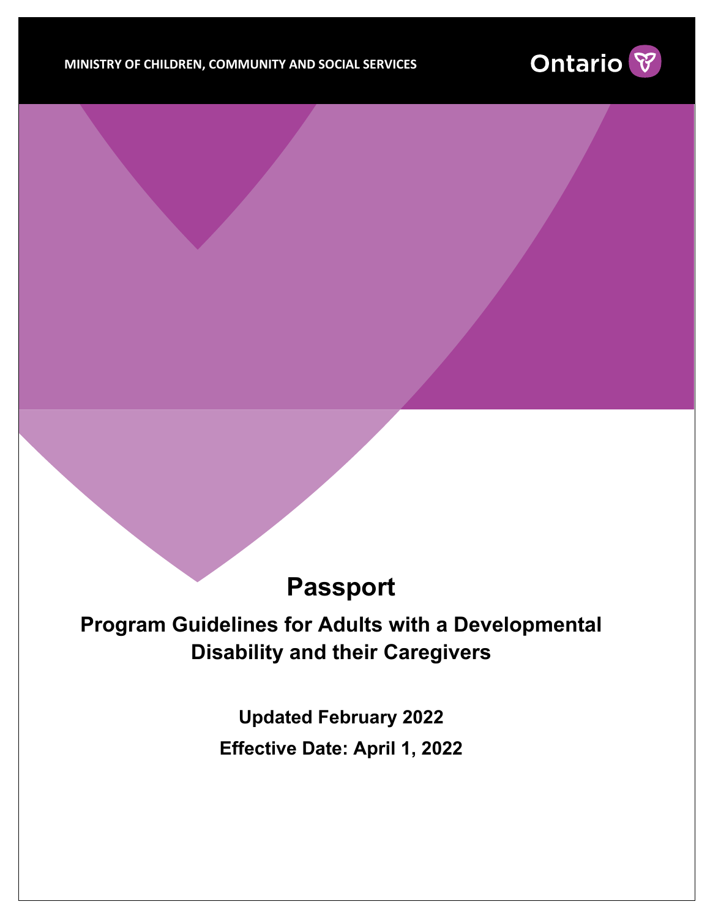MINISTRY OF CHILDREN, COMMUNITY AND SOCIAL SERVICES

Ontario

# Passport

## Program Guidelines for Adults with a Developmental Disability and their Caregivers

**Updated February 2022**

**Effective Date: April 1, 2022**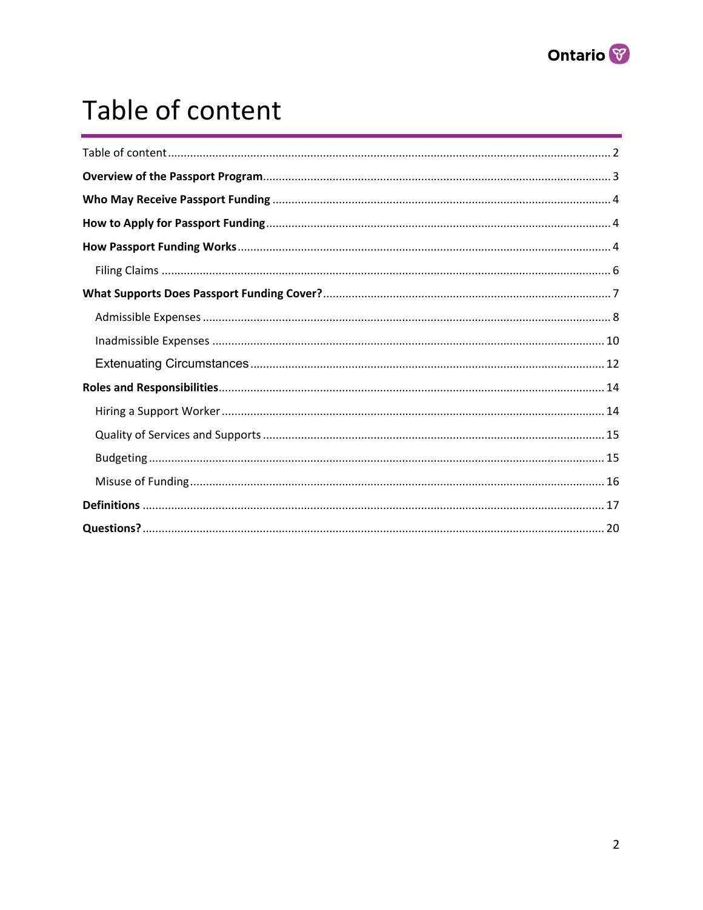# Table of content

Table of content ..... 2

**Overview of the Passport Program** ..... 3

**Who May Receive Passport Funding** ..... 4

**How to Apply for Passport Funding** ..... 4

**How Passport Funding Works** ..... 4

- Filing Claims ..... 6

**What Supports Does Passport Funding Cover?** ..... 7

- Admissible Expenses ..... 8
- Inadmissible Expenses ..... 10
- Extenuating Circumstances ..... 12

**Roles and Responsibilities** ..... 14

- Hiring a Support Worker ..... 14
- Quality of Services and Supports ..... 15
- Budgeting ..... 15
- Misuse of Funding ..... 16

**Definitions** ..... 17

**Questions?** ..... 20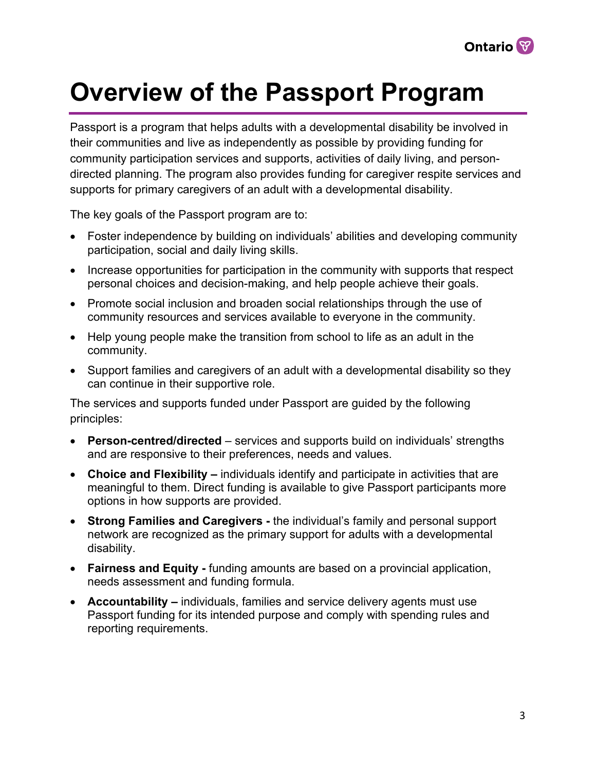# Overview of the Passport Program

Passport is a program that helps adults with a developmental disability be involved in their communities and live as independently as possible by providing funding for community participation services and supports, activities of daily living, and person-directed planning. The program also provides funding for caregiver respite services and supports for primary caregivers of an adult with a developmental disability.

The key goals of the Passport program are to:

- Foster independence by building on individuals' abilities and developing community participation, social and daily living skills.
- Increase opportunities for participation in the community with supports that respect personal choices and decision-making, and help people achieve their goals.
- Promote social inclusion and broaden social relationships through the use of community resources and services available to everyone in the community.
- Help young people make the transition from school to life as an adult in the community.
- Support families and caregivers of an adult with a developmental disability so they can continue in their supportive role.

The services and supports funded under Passport are guided by the following principles:

- **Person-centred/directed** – services and supports build on individuals' strengths and are responsive to their preferences, needs and values.
- **Choice and Flexibility –** individuals identify and participate in activities that are meaningful to them. Direct funding is available to give Passport participants more options in how supports are provided.
- **Strong Families and Caregivers -** the individual's family and personal support network are recognized as the primary support for adults with a developmental disability.
- **Fairness and Equity -** funding amounts are based on a provincial application, needs assessment and funding formula.
- **Accountability –** individuals, families and service delivery agents must use Passport funding for its intended purpose and comply with spending rules and reporting requirements.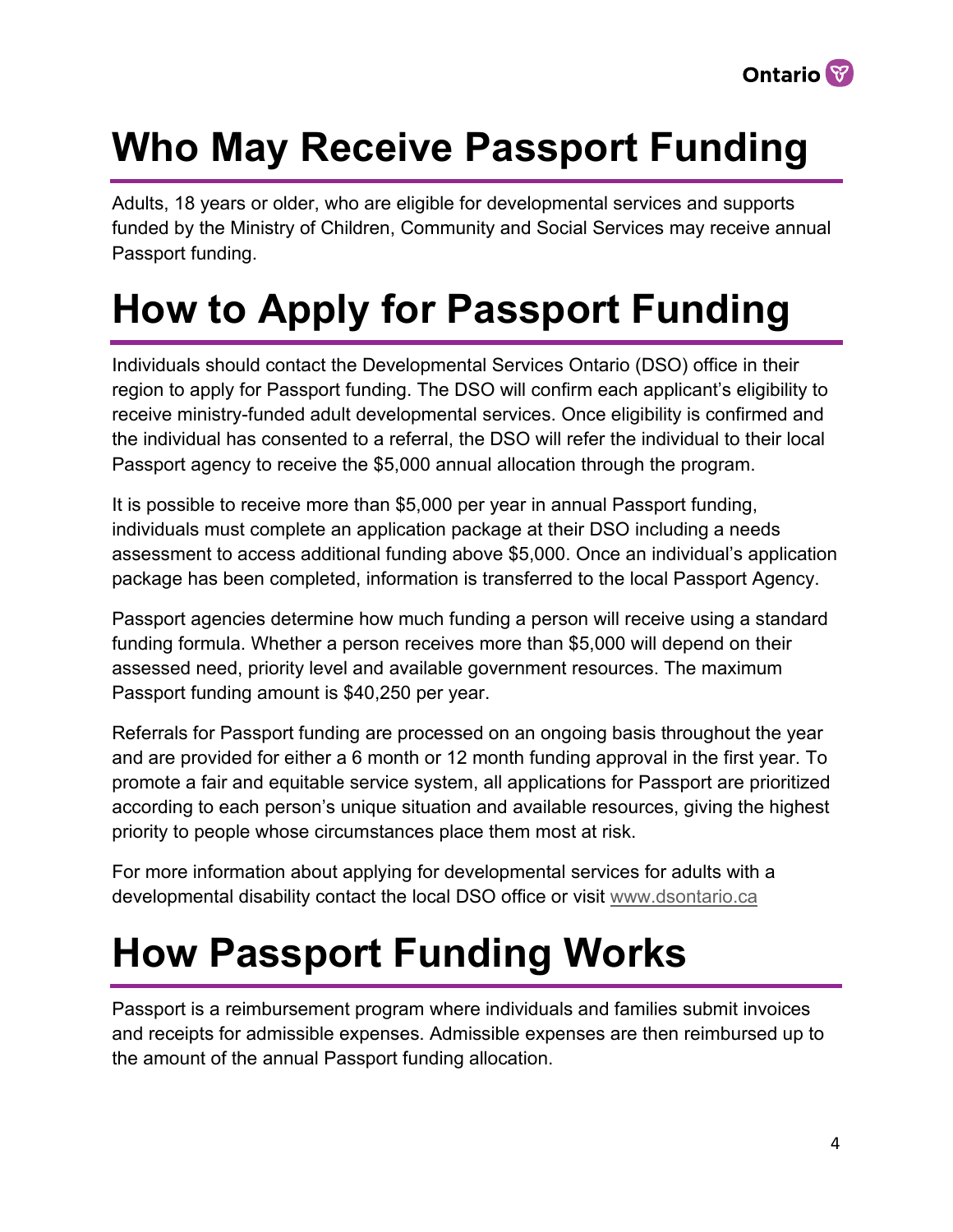# Who May Receive Passport Funding

Adults, 18 years or older, who are eligible for developmental services and supports funded by the Ministry of Children, Community and Social Services may receive annual Passport funding.

# How to Apply for Passport Funding

Individuals should contact the Developmental Services Ontario (DSO) office in their region to apply for Passport funding. The DSO will confirm each applicant's eligibility to receive ministry-funded adult developmental services. Once eligibility is confirmed and the individual has consented to a referral, the DSO will refer the individual to their local Passport agency to receive the $5,000 annual allocation through the program.

It is possible to receive more than $5,000 per year in annual Passport funding, individuals must complete an application package at their DSO including a needs assessment to access additional funding above $5,000. Once an individual's application package has been completed, information is transferred to the local Passport Agency.

Passport agencies determine how much funding a person will receive using a standard funding formula. Whether a person receives more than $5,000 will depend on their assessed need, priority level and available government resources. The maximum Passport funding amount is $40,250 per year.

Referrals for Passport funding are processed on an ongoing basis throughout the year and are provided for either a 6 month or 12 month funding approval in the first year. To promote a fair and equitable service system, all applications for Passport are prioritized according to each person's unique situation and available resources, giving the highest priority to people whose circumstances place them most at risk.

For more information about applying for developmental services for adults with a developmental disability contact the local DSO office or visit [www.dsontario.ca](http://www.dsontario.ca)

# How Passport Funding Works

Passport is a reimbursement program where individuals and families submit invoices and receipts for admissible expenses. Admissible expenses are then reimbursed up to the amount of the annual Passport funding allocation.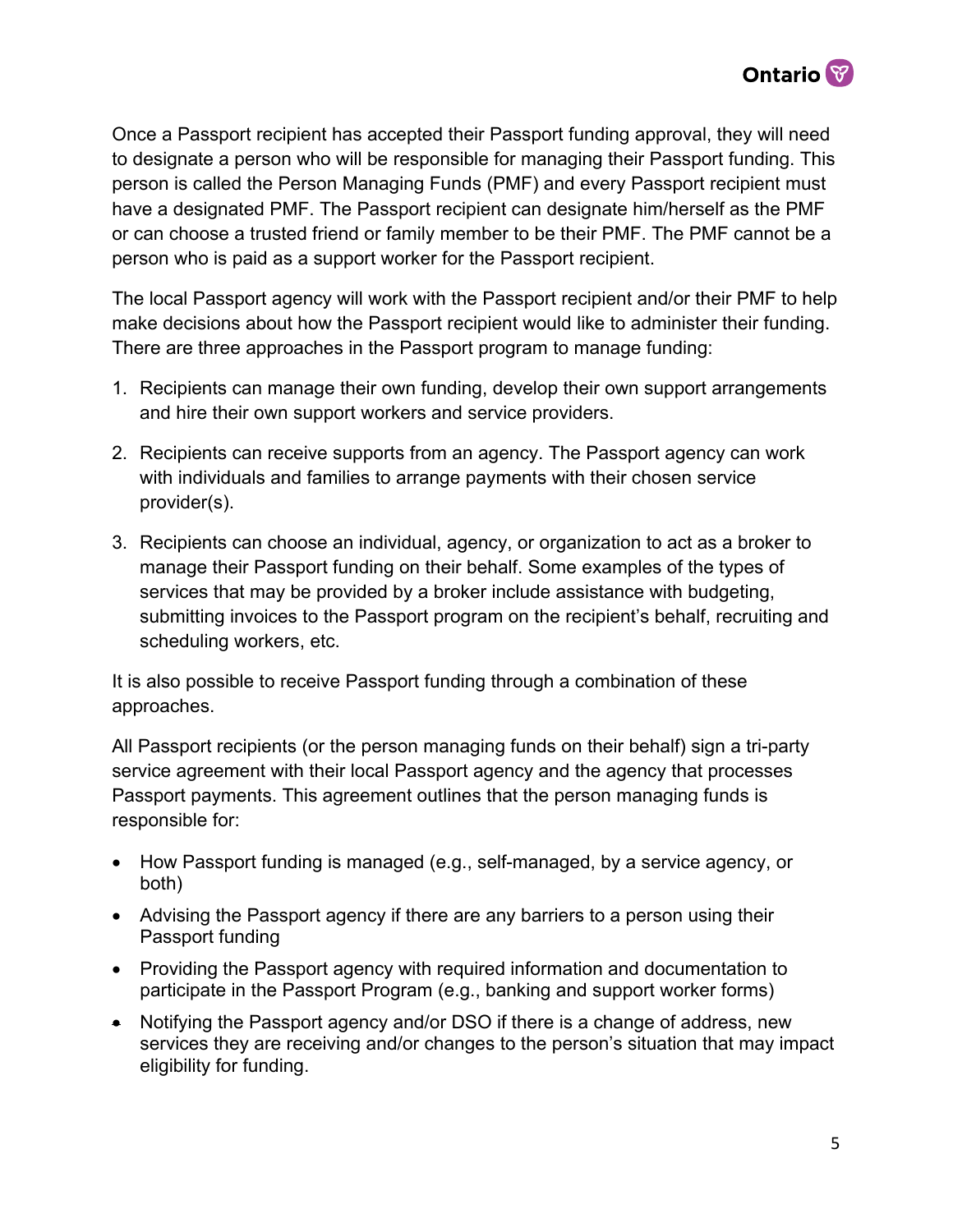Once a Passport recipient has accepted their Passport funding approval, they will need to designate a person who will be responsible for managing their Passport funding. This person is called the Person Managing Funds (PMF) and every Passport recipient must have a designated PMF. The Passport recipient can designate him/herself as the PMF or can choose a trusted friend or family member to be their PMF. The PMF cannot be a person who is paid as a support worker for the Passport recipient.

The local Passport agency will work with the Passport recipient and/or their PMF to help make decisions about how the Passport recipient would like to administer their funding. There are three approaches in the Passport program to manage funding:

1. Recipients can manage their own funding, develop their own support arrangements and hire their own support workers and service providers.
2. Recipients can receive supports from an agency. The Passport agency can work with individuals and families to arrange payments with their chosen service provider(s).
3. Recipients can choose an individual, agency, or organization to act as a broker to manage their Passport funding on their behalf. Some examples of the types of services that may be provided by a broker include assistance with budgeting, submitting invoices to the Passport program on the recipient's behalf, recruiting and scheduling workers, etc.

It is also possible to receive Passport funding through a combination of these approaches.

All Passport recipients (or the person managing funds on their behalf) sign a tri-party service agreement with their local Passport agency and the agency that processes Passport payments. This agreement outlines that the person managing funds is responsible for:

- How Passport funding is managed (e.g., self-managed, by a service agency, or both)
- Advising the Passport agency if there are any barriers to a person using their Passport funding
- Providing the Passport agency with required information and documentation to participate in the Passport Program (e.g., banking and support worker forms)
- Notifying the Passport agency and/or DSO if there is a change of address, new services they are receiving and/or changes to the person's situation that may impact eligibility for funding.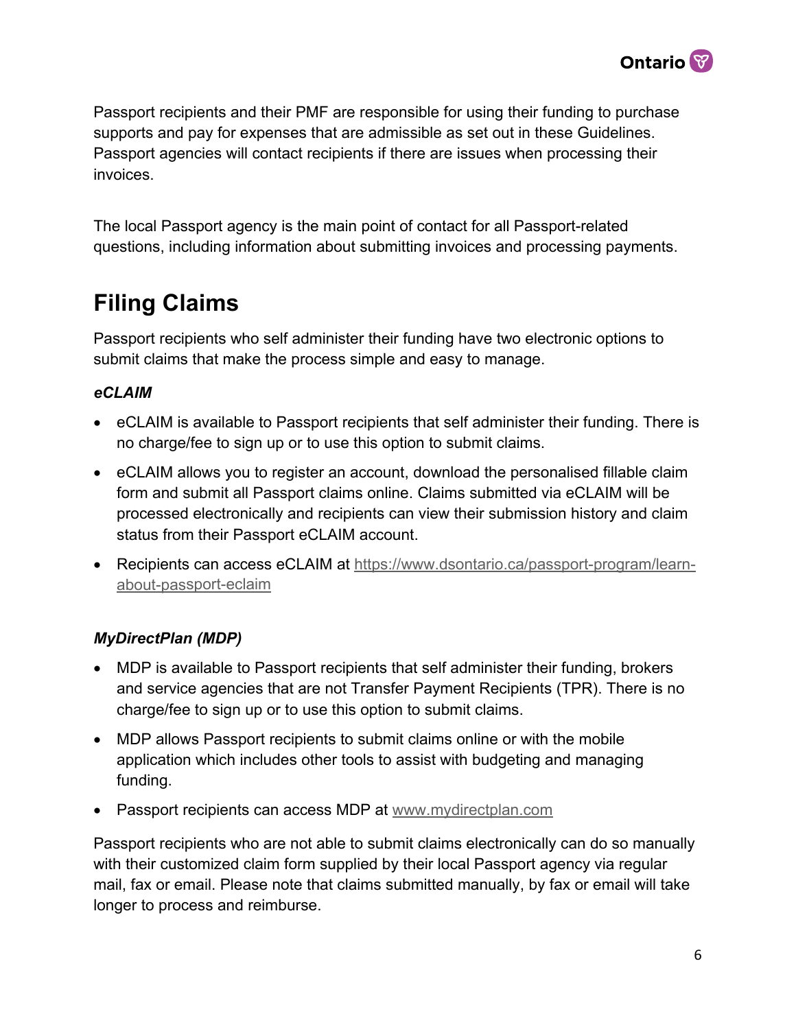Passport recipients and their PMF are responsible for using their funding to purchase supports and pay for expenses that are admissible as set out in these Guidelines. Passport agencies will contact recipients if there are issues when processing their invoices.

The local Passport agency is the main point of contact for all Passport-related questions, including information about submitting invoices and processing payments.

## Filing Claims

Passport recipients who self administer their funding have two electronic options to submit claims that make the process simple and easy to manage.

### *eCLAIM*

- eCLAIM is available to Passport recipients that self administer their funding. There is no charge/fee to sign up or to use this option to submit claims.
- eCLAIM allows you to register an account, download the personalised fillable claim form and submit all Passport claims online. Claims submitted via eCLAIM will be processed electronically and recipients can view their submission history and claim status from their Passport eCLAIM account.
- Recipients can access eCLAIM at [https://www.dsontario.ca/passport-program/learn-about-passport-eclaim](https://www.dsontario.ca/passport-program/learn-about-passport-eclaim)

### *MyDirectPlan (MDP)*

- MDP is available to Passport recipients that self administer their funding, brokers and service agencies that are not Transfer Payment Recipients (TPR). There is no charge/fee to sign up or to use this option to submit claims.
- MDP allows Passport recipients to submit claims online or with the mobile application which includes other tools to assist with budgeting and managing funding.
- Passport recipients can access MDP at [www.mydirectplan.com](www.mydirectplan.com)

Passport recipients who are not able to submit claims electronically can do so manually with their customized claim form supplied by their local Passport agency via regular mail, fax or email. Please note that claims submitted manually, by fax or email will take longer to process and reimburse.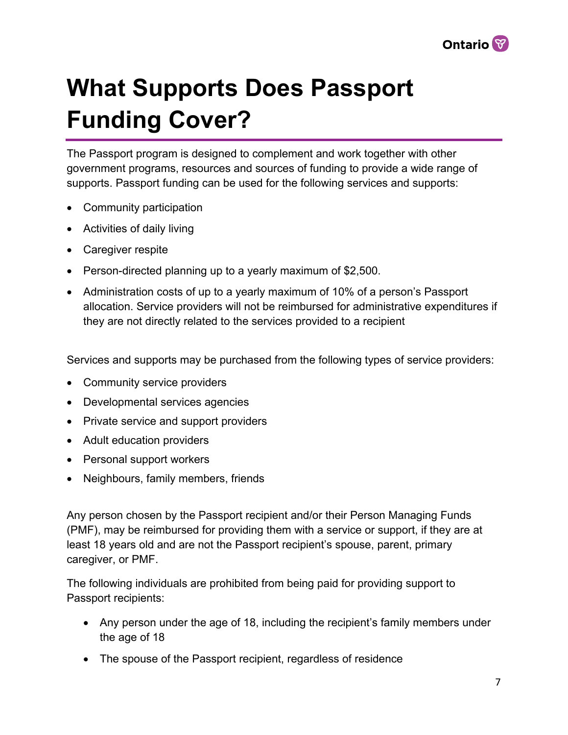# What Supports Does Passport Funding Cover?

The Passport program is designed to complement and work together with other government programs, resources and sources of funding to provide a wide range of supports. Passport funding can be used for the following services and supports:

- Community participation
- Activities of daily living
- Caregiver respite
- Person-directed planning up to a yearly maximum of $2,500.
- Administration costs of up to a yearly maximum of 10% of a person's Passport allocation. Service providers will not be reimbursed for administrative expenditures if they are not directly related to the services provided to a recipient

Services and supports may be purchased from the following types of service providers:

- Community service providers
- Developmental services agencies
- Private service and support providers
- Adult education providers
- Personal support workers
- Neighbours, family members, friends

Any person chosen by the Passport recipient and/or their Person Managing Funds (PMF), may be reimbursed for providing them with a service or support, if they are at least 18 years old and are not the Passport recipient's spouse, parent, primary caregiver, or PMF.

The following individuals are prohibited from being paid for providing support to Passport recipients:

- Any person under the age of 18, including the recipient's family members under the age of 18
- The spouse of the Passport recipient, regardless of residence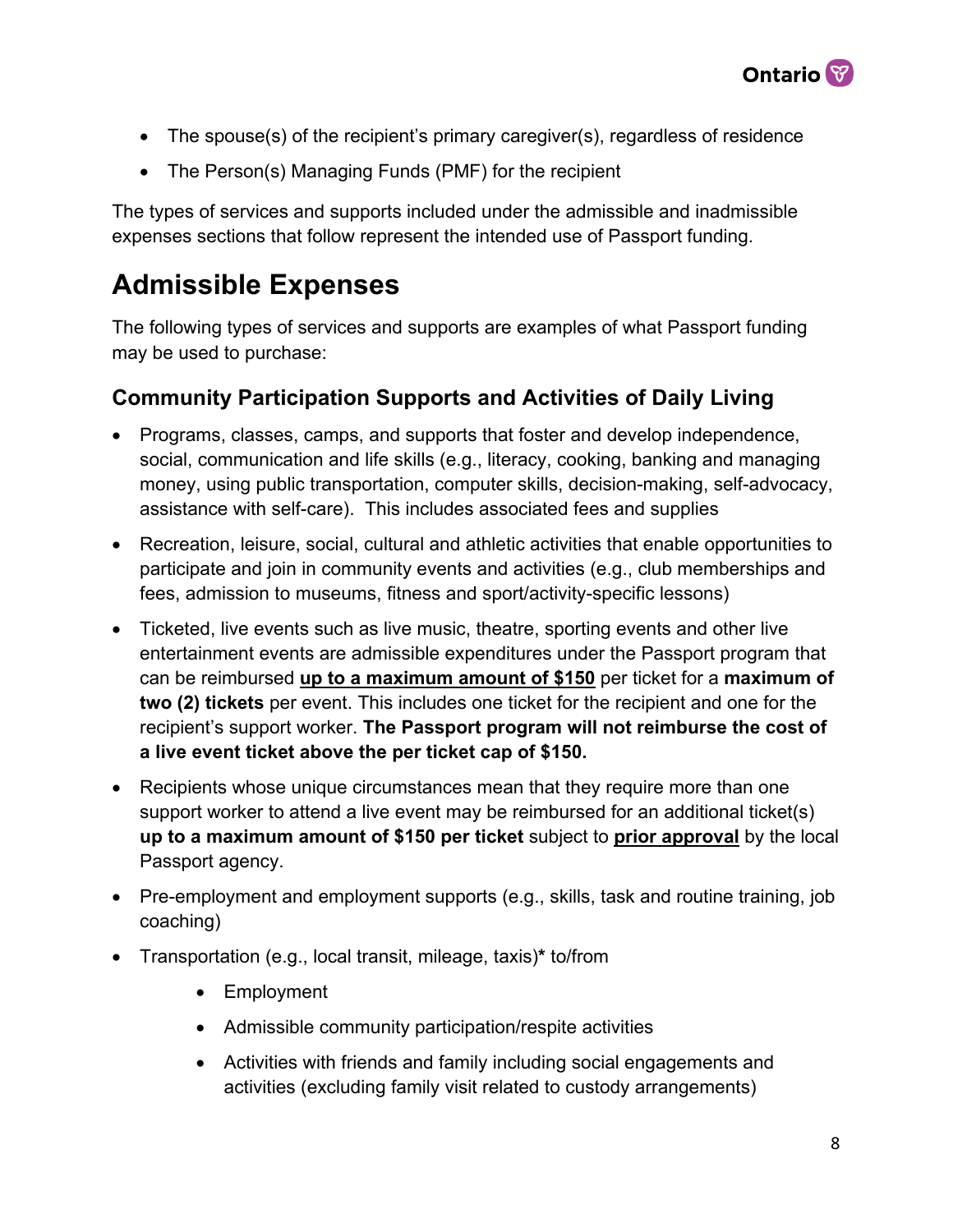- The spouse(s) of the recipient's primary caregiver(s), regardless of residence
- The Person(s) Managing Funds (PMF) for the recipient

The types of services and supports included under the admissible and inadmissible expenses sections that follow represent the intended use of Passport funding.

# Admissible Expenses

The following types of services and supports are examples of what Passport funding may be used to purchase:

## Community Participation Supports and Activities of Daily Living

- Programs, classes, camps, and supports that foster and develop independence, social, communication and life skills (e.g., literacy, cooking, banking and managing money, using public transportation, computer skills, decision-making, self-advocacy, assistance with self-care). This includes associated fees and supplies
- Recreation, leisure, social, cultural and athletic activities that enable opportunities to participate and join in community events and activities (e.g., club memberships and fees, admission to museums, fitness and sport/activity-specific lessons)
- Ticketed, live events such as live music, theatre, sporting events and other live entertainment events are admissible expenditures under the Passport program that can be reimbursed **up to a maximum amount of $150** per ticket for a **maximum of two (2) tickets** per event. This includes one ticket for the recipient and one for the recipient's support worker. **The Passport program will not reimburse the cost of a live event ticket above the per ticket cap of $150.**
- Recipients whose unique circumstances mean that they require more than one support worker to attend a live event may be reimbursed for an additional ticket(s) **up to a maximum amount of $150 per ticket** subject to **prior approval** by the local Passport agency.
- Pre-employment and employment supports (e.g., skills, task and routine training, job coaching)
- Transportation (e.g., local transit, mileage, taxis)**\*** to/from
    - Employment
    - Admissible community participation/respite activities
    - Activities with friends and family including social engagements and activities (excluding family visit related to custody arrangements)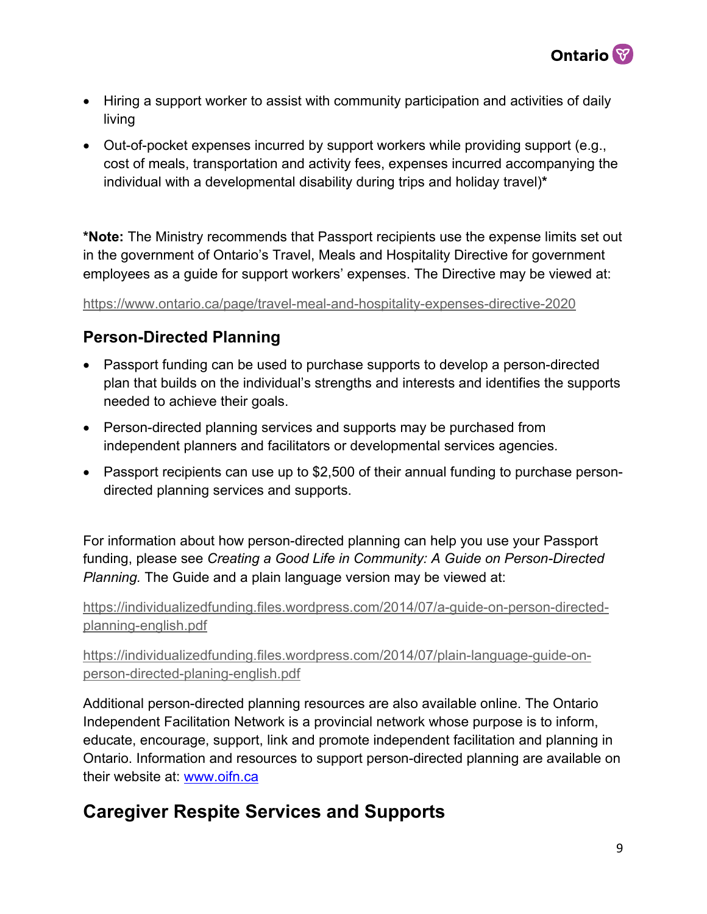- Hiring a support worker to assist with community participation and activities of daily living
- Out-of-pocket expenses incurred by support workers while providing support (e.g., cost of meals, transportation and activity fees, expenses incurred accompanying the individual with a developmental disability during trips and holiday travel)*

***Note:** The Ministry recommends that Passport recipients use the expense limits set out in the government of Ontario's Travel, Meals and Hospitality Directive for government employees as a guide for support workers' expenses. The Directive may be viewed at:

https://www.ontario.ca/page/travel-meal-and-hospitality-expenses-directive-2020

### Person-Directed Planning

- Passport funding can be used to purchase supports to develop a person-directed plan that builds on the individual's strengths and interests and identifies the supports needed to achieve their goals.
- Person-directed planning services and supports may be purchased from independent planners and facilitators or developmental services agencies.
- Passport recipients can use up to $2,500 of their annual funding to purchase person-directed planning services and supports.

For information about how person-directed planning can help you use your Passport funding, please see *Creating a Good Life in Community: A Guide on Person-Directed Planning.* The Guide and a plain language version may be viewed at:

https://individualizedfunding.files.wordpress.com/2014/07/a-guide-on-person-directed-planning-english.pdf

https://individualizedfunding.files.wordpress.com/2014/07/plain-language-guide-on-person-directed-planing-english.pdf

Additional person-directed planning resources are also available online. The Ontario Independent Facilitation Network is a provincial network whose purpose is to inform, educate, encourage, support, link and promote independent facilitation and planning in Ontario. Information and resources to support person-directed planning are available on their website at: [www.oifn.ca](http://www.oifn.ca)

## Caregiver Respite Services and Supports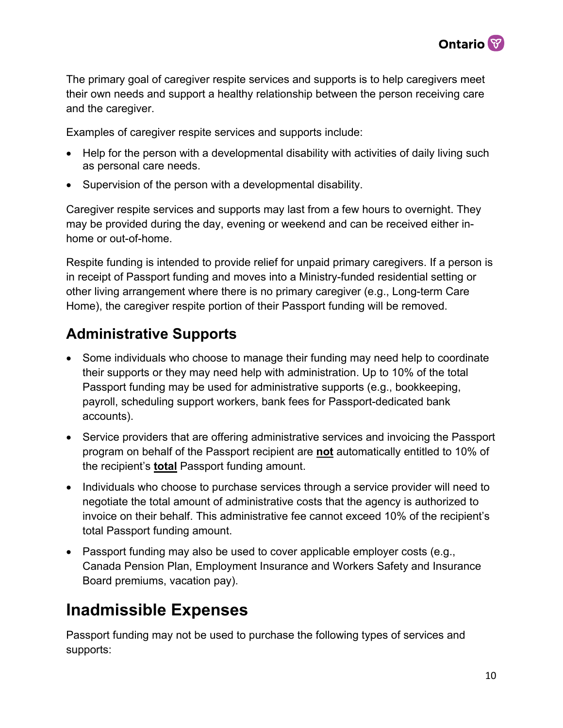The primary goal of caregiver respite services and supports is to help caregivers meet their own needs and support a healthy relationship between the person receiving care and the caregiver.

Examples of caregiver respite services and supports include:

- Help for the person with a developmental disability with activities of daily living such as personal care needs.
- Supervision of the person with a developmental disability.

Caregiver respite services and supports may last from a few hours to overnight. They may be provided during the day, evening or weekend and can be received either in-home or out-of-home.

Respite funding is intended to provide relief for unpaid primary caregivers. If a person is in receipt of Passport funding and moves into a Ministry-funded residential setting or other living arrangement where there is no primary caregiver (e.g., Long-term Care Home), the caregiver respite portion of their Passport funding will be removed.

## Administrative Supports

- Some individuals who choose to manage their funding may need help to coordinate their supports or they may need help with administration. Up to 10% of the total Passport funding may be used for administrative supports (e.g., bookkeeping, payroll, scheduling support workers, bank fees for Passport-dedicated bank accounts).
- Service providers that are offering administrative services and invoicing the Passport program on behalf of the Passport recipient are **not** automatically entitled to 10% of the recipient's **total** Passport funding amount.
- Individuals who choose to purchase services through a service provider will need to negotiate the total amount of administrative costs that the agency is authorized to invoice on their behalf. This administrative fee cannot exceed 10% of the recipient's total Passport funding amount.
- Passport funding may also be used to cover applicable employer costs (e.g., Canada Pension Plan, Employment Insurance and Workers Safety and Insurance Board premiums, vacation pay).

# Inadmissible Expenses

Passport funding may not be used to purchase the following types of services and supports: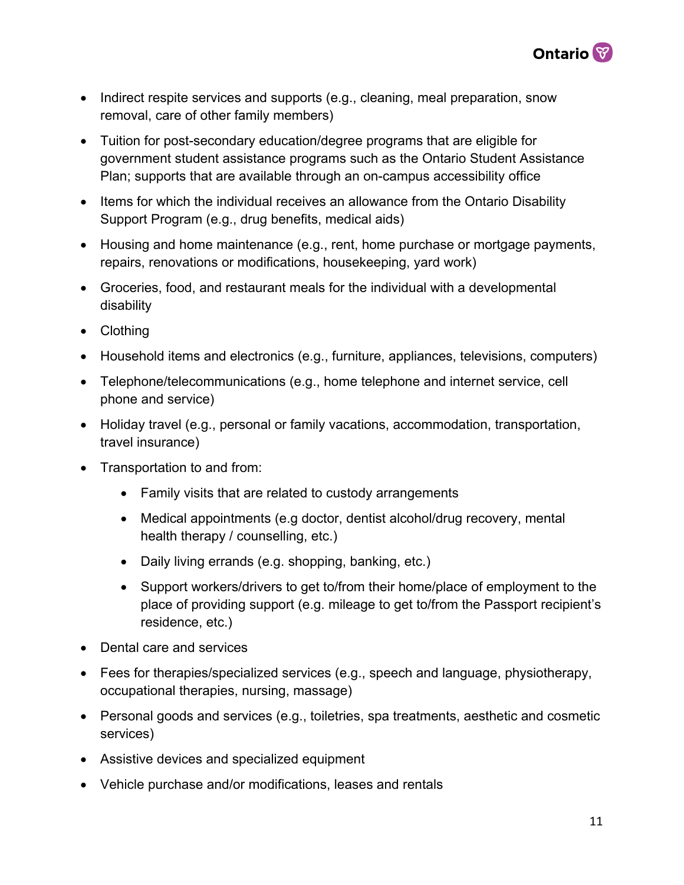- Indirect respite services and supports (e.g., cleaning, meal preparation, snow removal, care of other family members)
- Tuition for post-secondary education/degree programs that are eligible for government student assistance programs such as the Ontario Student Assistance Plan; supports that are available through an on-campus accessibility office
- Items for which the individual receives an allowance from the Ontario Disability Support Program (e.g., drug benefits, medical aids)
- Housing and home maintenance (e.g., rent, home purchase or mortgage payments, repairs, renovations or modifications, housekeeping, yard work)
- Groceries, food, and restaurant meals for the individual with a developmental disability
- Clothing
- Household items and electronics (e.g., furniture, appliances, televisions, computers)
- Telephone/telecommunications (e.g., home telephone and internet service, cell phone and service)
- Holiday travel (e.g., personal or family vacations, accommodation, transportation, travel insurance)
- Transportation to and from:
    - Family visits that are related to custody arrangements
    - Medical appointments (e.g doctor, dentist alcohol/drug recovery, mental health therapy / counselling, etc.)
    - Daily living errands (e.g. shopping, banking, etc.)
    - Support workers/drivers to get to/from their home/place of employment to the place of providing support (e.g. mileage to get to/from the Passport recipient's residence, etc.)
- Dental care and services
- Fees for therapies/specialized services (e.g., speech and language, physiotherapy, occupational therapies, nursing, massage)
- Personal goods and services (e.g., toiletries, spa treatments, aesthetic and cosmetic services)
- Assistive devices and specialized equipment
- Vehicle purchase and/or modifications, leases and rentals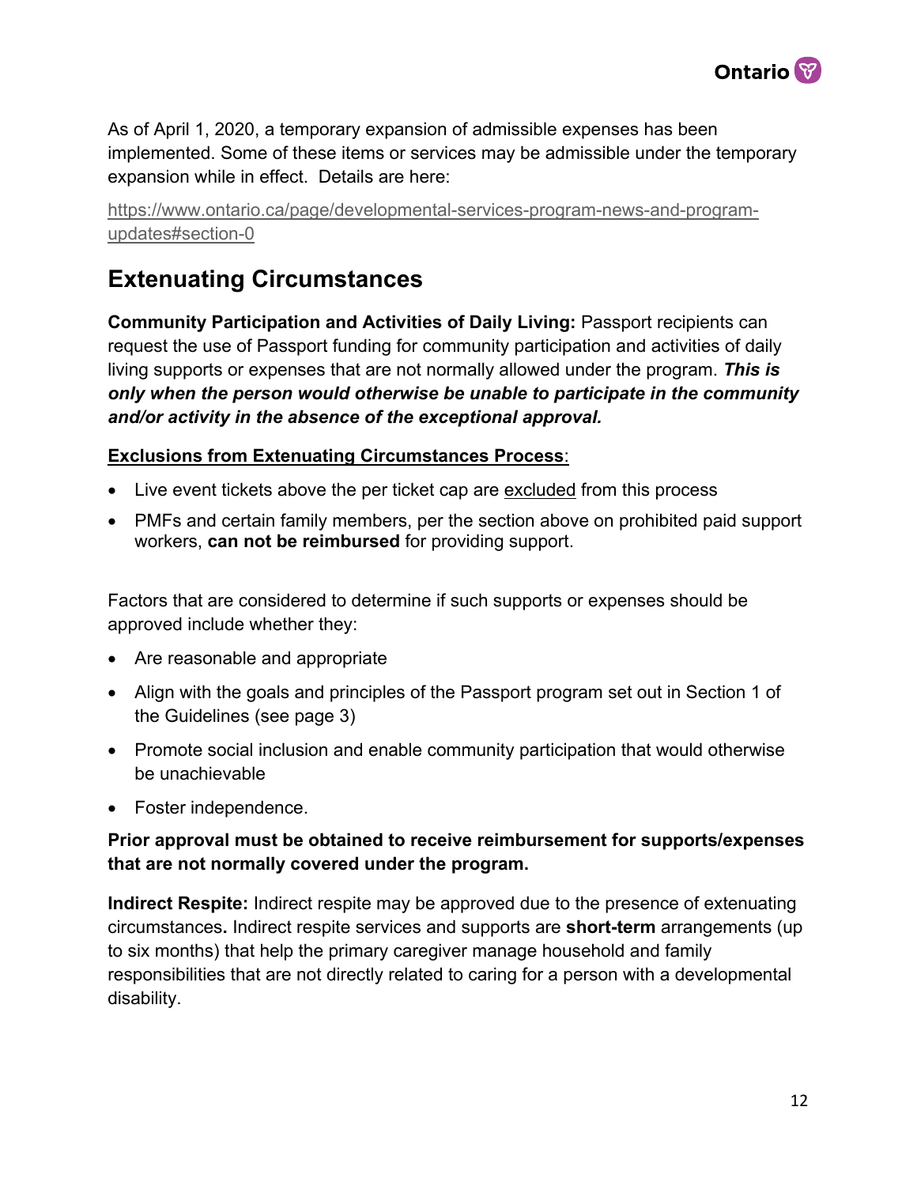As of April 1, 2020, a temporary expansion of admissible expenses has been implemented. Some of these items or services may be admissible under the temporary expansion while in effect. Details are here:

[https://www.ontario.ca/page/developmental-services-program-news-and-program-updates#section-0](https://www.ontario.ca/page/developmental-services-program-news-and-program-updates#section-0)

## Extenuating Circumstances

**Community Participation and Activities of Daily Living:** Passport recipients can request the use of Passport funding for community participation and activities of daily living supports or expenses that are not normally allowed under the program. ***This is only when the person would otherwise be unable to participate in the community and/or activity in the absence of the exceptional approval.***

**Exclusions from Extenuating Circumstances Process**:

- Live event tickets above the per ticket cap are excluded from this process
- PMFs and certain family members, per the section above on prohibited paid support workers, **can not be reimbursed** for providing support.

Factors that are considered to determine if such supports or expenses should be approved include whether they:

- Are reasonable and appropriate
- Align with the goals and principles of the Passport program set out in Section 1 of the Guidelines (see page 3)
- Promote social inclusion and enable community participation that would otherwise be unachievable
- Foster independence.

**Prior approval must be obtained to receive reimbursement for supports/expenses that are not normally covered under the program.**

**Indirect Respite:** Indirect respite may be approved due to the presence of extenuating circumstances**.** Indirect respite services and supports are **short-term** arrangements (up to six months) that help the primary caregiver manage household and family responsibilities that are not directly related to caring for a person with a developmental disability.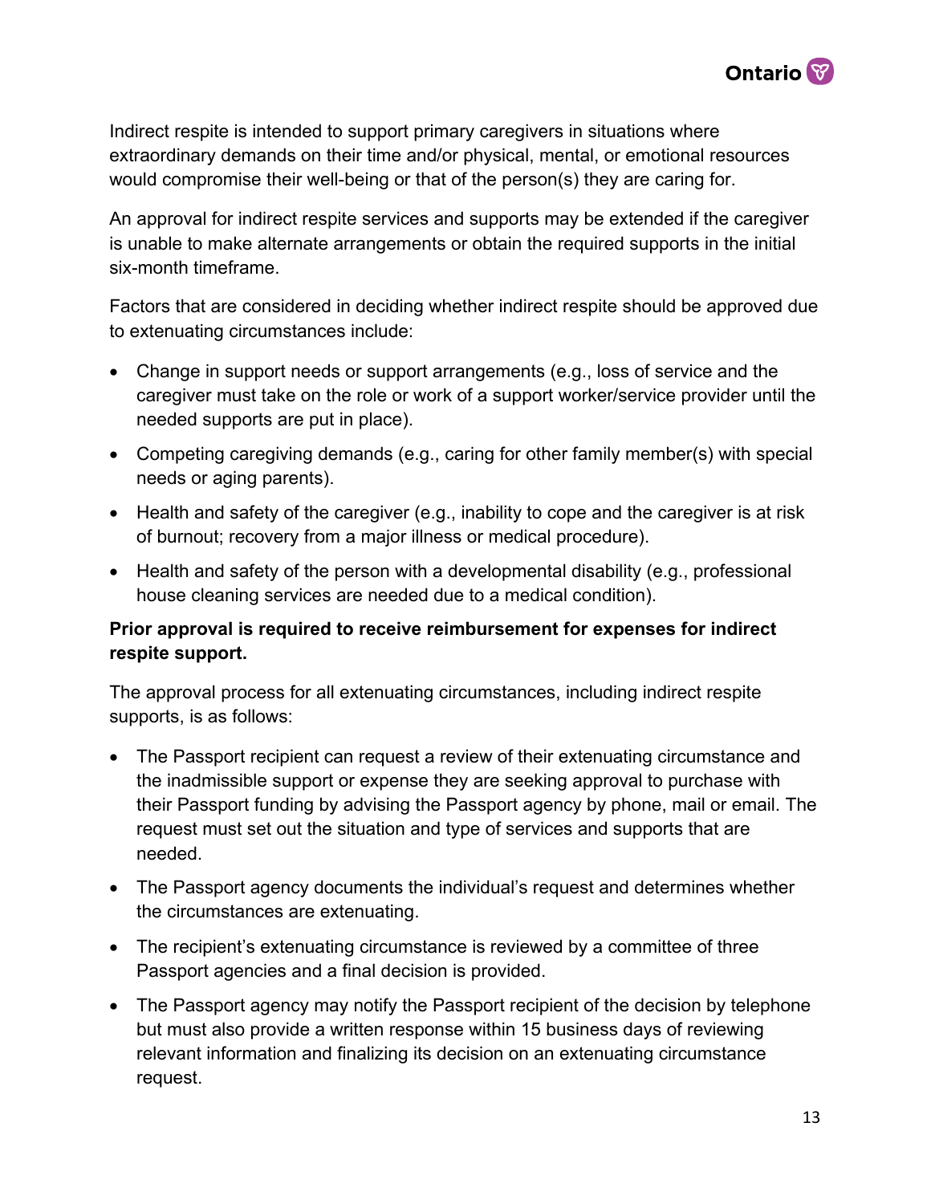Indirect respite is intended to support primary caregivers in situations where extraordinary demands on their time and/or physical, mental, or emotional resources would compromise their well-being or that of the person(s) they are caring for.

An approval for indirect respite services and supports may be extended if the caregiver is unable to make alternate arrangements or obtain the required supports in the initial six-month timeframe.

Factors that are considered in deciding whether indirect respite should be approved due to extenuating circumstances include:

- Change in support needs or support arrangements (e.g., loss of service and the caregiver must take on the role or work of a support worker/service provider until the needed supports are put in place).
- Competing caregiving demands (e.g., caring for other family member(s) with special needs or aging parents).
- Health and safety of the caregiver (e.g., inability to cope and the caregiver is at risk of burnout; recovery from a major illness or medical procedure).
- Health and safety of the person with a developmental disability (e.g., professional house cleaning services are needed due to a medical condition).

**Prior approval is required to receive reimbursement for expenses for indirect respite support.**

The approval process for all extenuating circumstances, including indirect respite supports, is as follows:

- The Passport recipient can request a review of their extenuating circumstance and the inadmissible support or expense they are seeking approval to purchase with their Passport funding by advising the Passport agency by phone, mail or email. The request must set out the situation and type of services and supports that are needed.
- The Passport agency documents the individual's request and determines whether the circumstances are extenuating.
- The recipient's extenuating circumstance is reviewed by a committee of three Passport agencies and a final decision is provided.
- The Passport agency may notify the Passport recipient of the decision by telephone but must also provide a written response within 15 business days of reviewing relevant information and finalizing its decision on an extenuating circumstance request.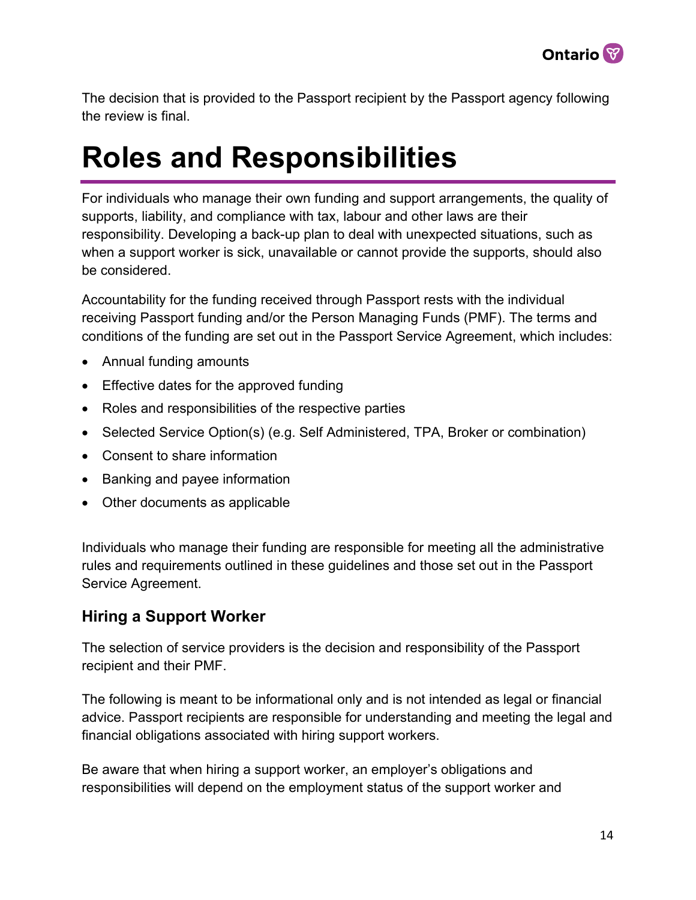The decision that is provided to the Passport recipient by the Passport agency following the review is final.

# Roles and Responsibilities

For individuals who manage their own funding and support arrangements, the quality of supports, liability, and compliance with tax, labour and other laws are their responsibility. Developing a back-up plan to deal with unexpected situations, such as when a support worker is sick, unavailable or cannot provide the supports, should also be considered.

Accountability for the funding received through Passport rests with the individual receiving Passport funding and/or the Person Managing Funds (PMF). The terms and conditions of the funding are set out in the Passport Service Agreement, which includes:

- Annual funding amounts
- Effective dates for the approved funding
- Roles and responsibilities of the respective parties
- Selected Service Option(s) (e.g. Self Administered, TPA, Broker or combination)
- Consent to share information
- Banking and payee information
- Other documents as applicable

Individuals who manage their funding are responsible for meeting all the administrative rules and requirements outlined in these guidelines and those set out in the Passport Service Agreement.

## Hiring a Support Worker

The selection of service providers is the decision and responsibility of the Passport recipient and their PMF.

The following is meant to be informational only and is not intended as legal or financial advice. Passport recipients are responsible for understanding and meeting the legal and financial obligations associated with hiring support workers.

Be aware that when hiring a support worker, an employer's obligations and responsibilities will depend on the employment status of the support worker and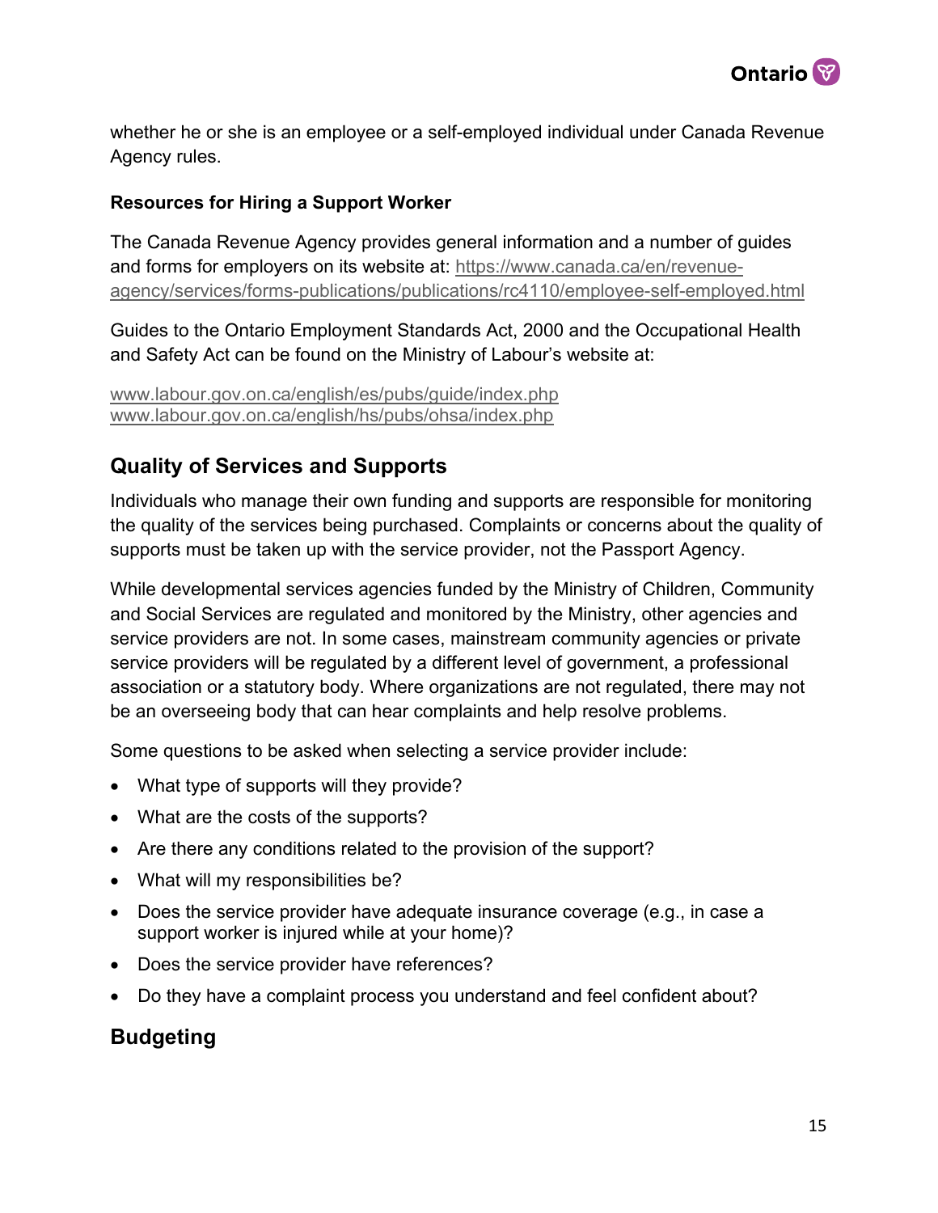whether he or she is an employee or a self-employed individual under Canada Revenue Agency rules.

**Resources for Hiring a Support Worker**

The Canada Revenue Agency provides general information and a number of guides and forms for employers on its website at: https://www.canada.ca/en/revenue-agency/services/forms-publications/publications/rc4110/employee-self-employed.html

Guides to the Ontario Employment Standards Act, 2000 and the Occupational Health and Safety Act can be found on the Ministry of Labour's website at:

www.labour.gov.on.ca/english/es/pubs/guide/index.php
www.labour.gov.on.ca/english/hs/pubs/ohsa/index.php

## Quality of Services and Supports

Individuals who manage their own funding and supports are responsible for monitoring the quality of the services being purchased. Complaints or concerns about the quality of supports must be taken up with the service provider, not the Passport Agency.

While developmental services agencies funded by the Ministry of Children, Community and Social Services are regulated and monitored by the Ministry, other agencies and service providers are not. In some cases, mainstream community agencies or private service providers will be regulated by a different level of government, a professional association or a statutory body. Where organizations are not regulated, there may not be an overseeing body that can hear complaints and help resolve problems.

Some questions to be asked when selecting a service provider include:

- What type of supports will they provide?
- What are the costs of the supports?
- Are there any conditions related to the provision of the support?
- What will my responsibilities be?
- Does the service provider have adequate insurance coverage (e.g., in case a support worker is injured while at your home)?
- Does the service provider have references?
- Do they have a complaint process you understand and feel confident about?

## Budgeting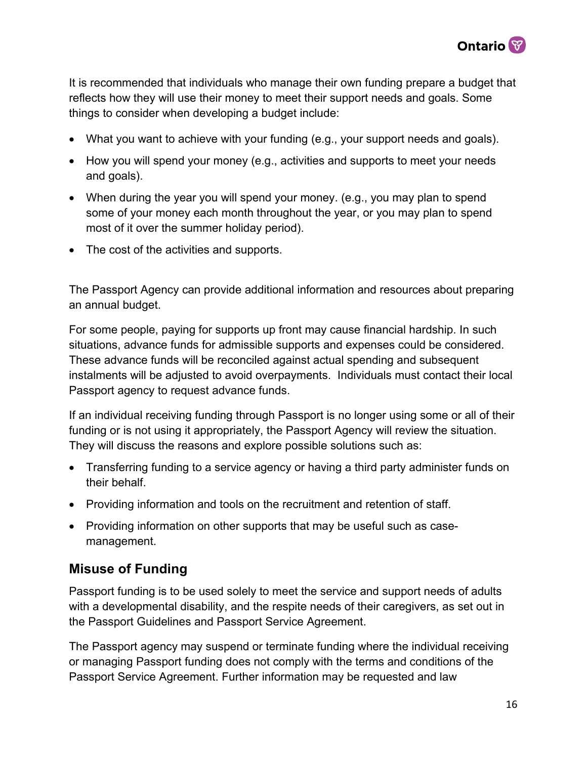It is recommended that individuals who manage their own funding prepare a budget that reflects how they will use their money to meet their support needs and goals. Some things to consider when developing a budget include:

- What you want to achieve with your funding (e.g., your support needs and goals).
- How you will spend your money (e.g., activities and supports to meet your needs and goals).
- When during the year you will spend your money. (e.g., you may plan to spend some of your money each month throughout the year, or you may plan to spend most of it over the summer holiday period).
- The cost of the activities and supports.

The Passport Agency can provide additional information and resources about preparing an annual budget.

For some people, paying for supports up front may cause financial hardship. In such situations, advance funds for admissible supports and expenses could be considered. These advance funds will be reconciled against actual spending and subsequent instalments will be adjusted to avoid overpayments. Individuals must contact their local Passport agency to request advance funds.

If an individual receiving funding through Passport is no longer using some or all of their funding or is not using it appropriately, the Passport Agency will review the situation. They will discuss the reasons and explore possible solutions such as:

- Transferring funding to a service agency or having a third party administer funds on their behalf.
- Providing information and tools on the recruitment and retention of staff.
- Providing information on other supports that may be useful such as case-management.

## Misuse of Funding

Passport funding is to be used solely to meet the service and support needs of adults with a developmental disability, and the respite needs of their caregivers, as set out in the Passport Guidelines and Passport Service Agreement.

The Passport agency may suspend or terminate funding where the individual receiving or managing Passport funding does not comply with the terms and conditions of the Passport Service Agreement. Further information may be requested and law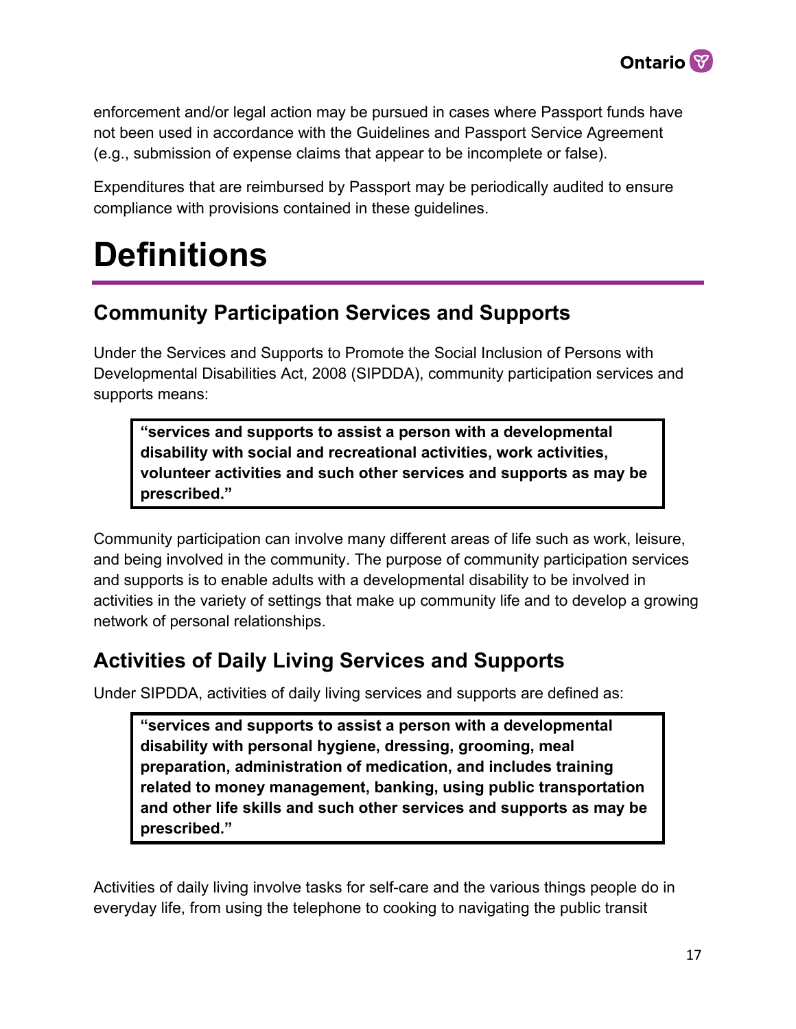enforcement and/or legal action may be pursued in cases where Passport funds have not been used in accordance with the Guidelines and Passport Service Agreement (e.g., submission of expense claims that appear to be incomplete or false).

Expenditures that are reimbursed by Passport may be periodically audited to ensure compliance with provisions contained in these guidelines.

# Definitions

## Community Participation Services and Supports

Under the Services and Supports to Promote the Social Inclusion of Persons with Developmental Disabilities Act, 2008 (SIPDDA), community participation services and supports means:

> **"services and supports to assist a person with a developmental disability with social and recreational activities, work activities, volunteer activities and such other services and supports as may be prescribed."**

Community participation can involve many different areas of life such as work, leisure, and being involved in the community. The purpose of community participation services and supports is to enable adults with a developmental disability to be involved in activities in the variety of settings that make up community life and to develop a growing network of personal relationships.

## Activities of Daily Living Services and Supports

Under SIPDDA, activities of daily living services and supports are defined as:

> **"services and supports to assist a person with a developmental disability with personal hygiene, dressing, grooming, meal preparation, administration of medication, and includes training related to money management, banking, using public transportation and other life skills and such other services and supports as may be prescribed."**

Activities of daily living involve tasks for self-care and the various things people do in everyday life, from using the telephone to cooking to navigating the public transit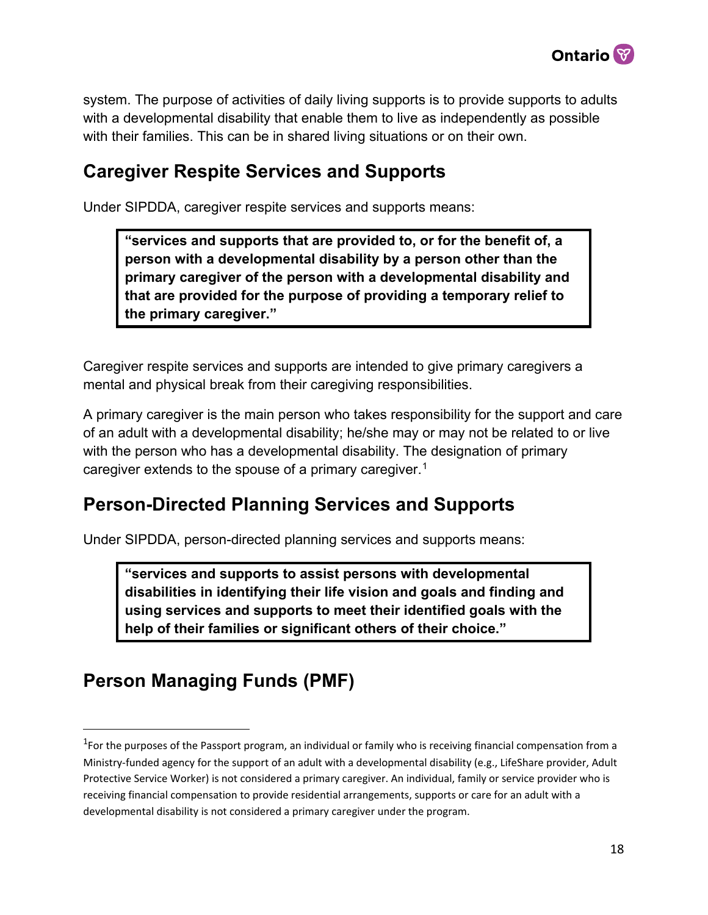system. The purpose of activities of daily living supports is to provide supports to adults with a developmental disability that enable them to live as independently as possible with their families. This can be in shared living situations or on their own.

## Caregiver Respite Services and Supports

Under SIPDDA, caregiver respite services and supports means:

> **"services and supports that are provided to, or for the benefit of, a person with a developmental disability by a person other than the primary caregiver of the person with a developmental disability and that are provided for the purpose of providing a temporary relief to the primary caregiver."**

Caregiver respite services and supports are intended to give primary caregivers a mental and physical break from their caregiving responsibilities.

A primary caregiver is the main person who takes responsibility for the support and care of an adult with a developmental disability; he/she may or may not be related to or live with the person who has a developmental disability. The designation of primary caregiver extends to the spouse of a primary caregiver.[1]

## Person-Directed Planning Services and Supports

Under SIPDDA, person-directed planning services and supports means:

> **"services and supports to assist persons with developmental disabilities in identifying their life vision and goals and finding and using services and supports to meet their identified goals with the help of their families or significant others of their choice."**

## Person Managing Funds (PMF)

---

[1] For the purposes of the Passport program, an individual or family who is receiving financial compensation from a Ministry-funded agency for the support of an adult with a developmental disability (e.g., LifeShare provider, Adult Protective Service Worker) is not considered a primary caregiver. An individual, family or service provider who is receiving financial compensation to provide residential arrangements, supports or care for an adult with a developmental disability is not considered a primary caregiver under the program.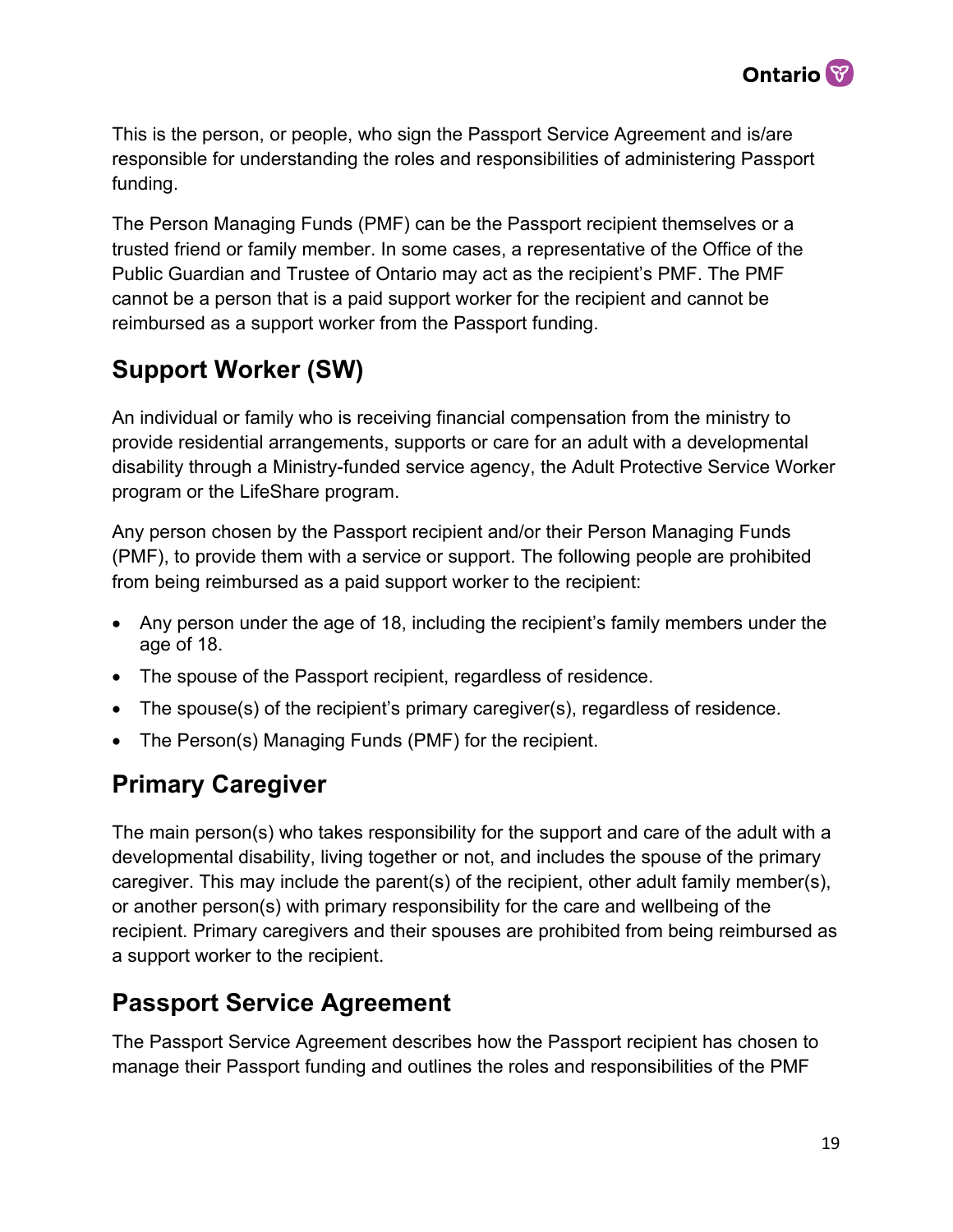This is the person, or people, who sign the Passport Service Agreement and is/are responsible for understanding the roles and responsibilities of administering Passport funding.

The Person Managing Funds (PMF) can be the Passport recipient themselves or a trusted friend or family member. In some cases, a representative of the Office of the Public Guardian and Trustee of Ontario may act as the recipient's PMF. The PMF cannot be a person that is a paid support worker for the recipient and cannot be reimbursed as a support worker from the Passport funding.

## Support Worker (SW)

An individual or family who is receiving financial compensation from the ministry to provide residential arrangements, supports or care for an adult with a developmental disability through a Ministry-funded service agency, the Adult Protective Service Worker program or the LifeShare program.

Any person chosen by the Passport recipient and/or their Person Managing Funds (PMF), to provide them with a service or support. The following people are prohibited from being reimbursed as a paid support worker to the recipient:

- Any person under the age of 18, including the recipient's family members under the age of 18.
- The spouse of the Passport recipient, regardless of residence.
- The spouse(s) of the recipient's primary caregiver(s), regardless of residence.
- The Person(s) Managing Funds (PMF) for the recipient.

## Primary Caregiver

The main person(s) who takes responsibility for the support and care of the adult with a developmental disability, living together or not, and includes the spouse of the primary caregiver. This may include the parent(s) of the recipient, other adult family member(s), or another person(s) with primary responsibility for the care and wellbeing of the recipient. Primary caregivers and their spouses are prohibited from being reimbursed as a support worker to the recipient.

## Passport Service Agreement

The Passport Service Agreement describes how the Passport recipient has chosen to manage their Passport funding and outlines the roles and responsibilities of the PMF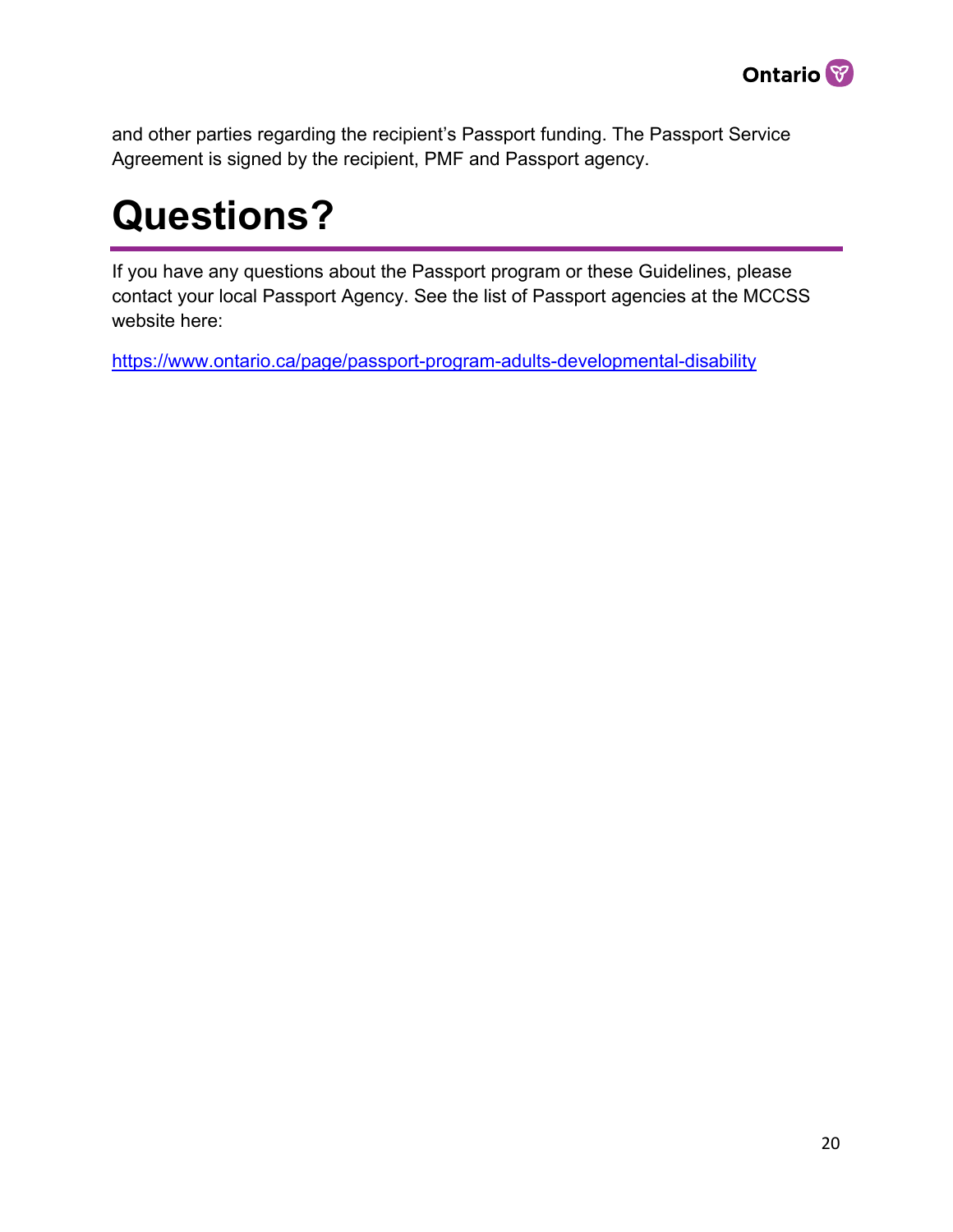and other parties regarding the recipient's Passport funding. The Passport Service Agreement is signed by the recipient, PMF and Passport agency.

# Questions?

If you have any questions about the Passport program or these Guidelines, please contact your local Passport Agency. See the list of Passport agencies at the MCCSS website here:

https://www.ontario.ca/page/passport-program-adults-developmental-disability